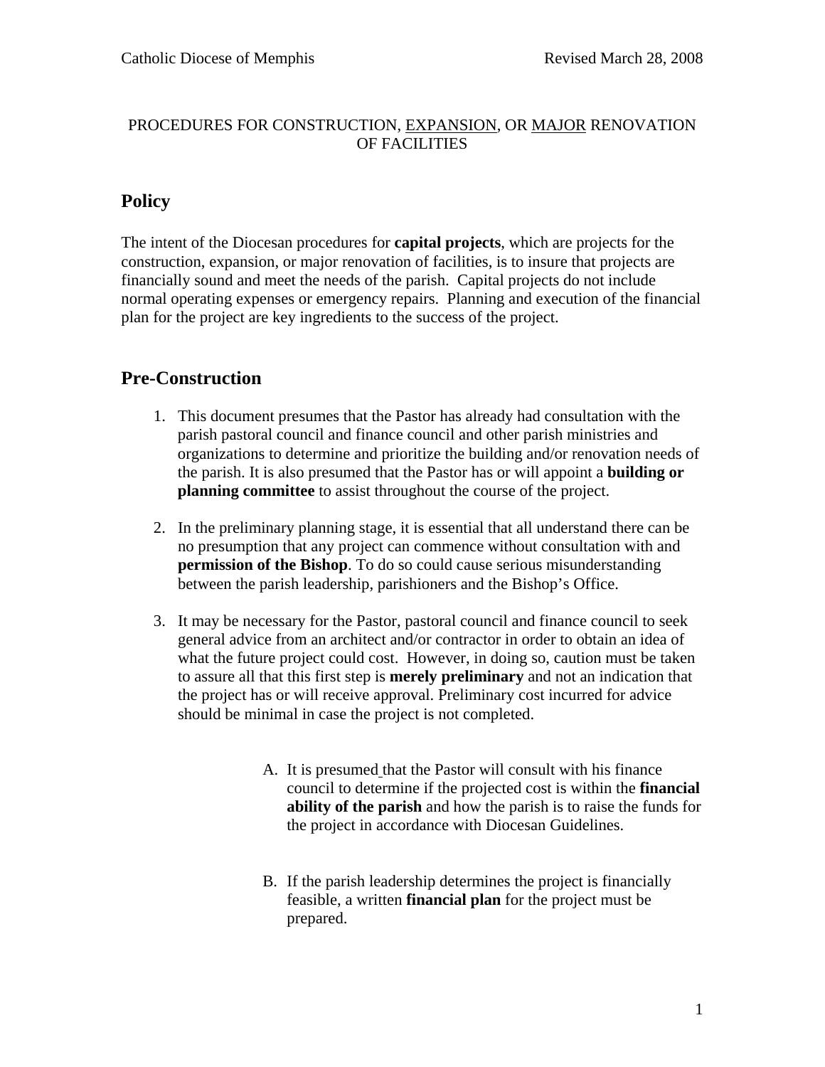PROCEDURES FOR CONSTRUCTION, EXPANSION, OR MAJOR RENOVATION OF FACILITIES

## Policy

The intent of the Diocesan procedures for **capital projects**, which are projects for the construction, expansion, or major renovation of facilities, is to insure that projects are financially sound and meet the needs of the parish. Capital projects do not include normal operating expenses or emergency repairs. Planning and execution of the financial plan for the project are key ingredients to the success of the project.

## Pre-Construction

1. This document presumes that the Pastor has already had consultation with the parish pastoral council and finance council and other parish ministries and organizations to determine and prioritize the building and/or renovation needs of the parish. It is also presumed that the Pastor has or will appoint a **building or planning committee** to assist throughout the course of the project.

2. In the preliminary planning stage, it is essential that all understand there can be no presumption that any project can commence without consultation with and **permission of the Bishop**. To do so could cause serious misunderstanding between the parish leadership, parishioners and the Bishop's Office.

3. It may be necessary for the Pastor, pastoral council and finance council to seek general advice from an architect and/or contractor in order to obtain an idea of what the future project could cost. However, in doing so, caution must be taken to assure all that this first step is **merely preliminary** and not an indication that the project has or will receive approval. Preliminary cost incurred for advice should be minimal in case the project is not completed.

   A. It is presumed that the Pastor will consult with his finance council to determine if the projected cost is within the **financial ability of the parish** and how the parish is to raise the funds for the project in accordance with Diocesan Guidelines.

   B. If the parish leadership determines the project is financially feasible, a written **financial plan** for the project must be prepared.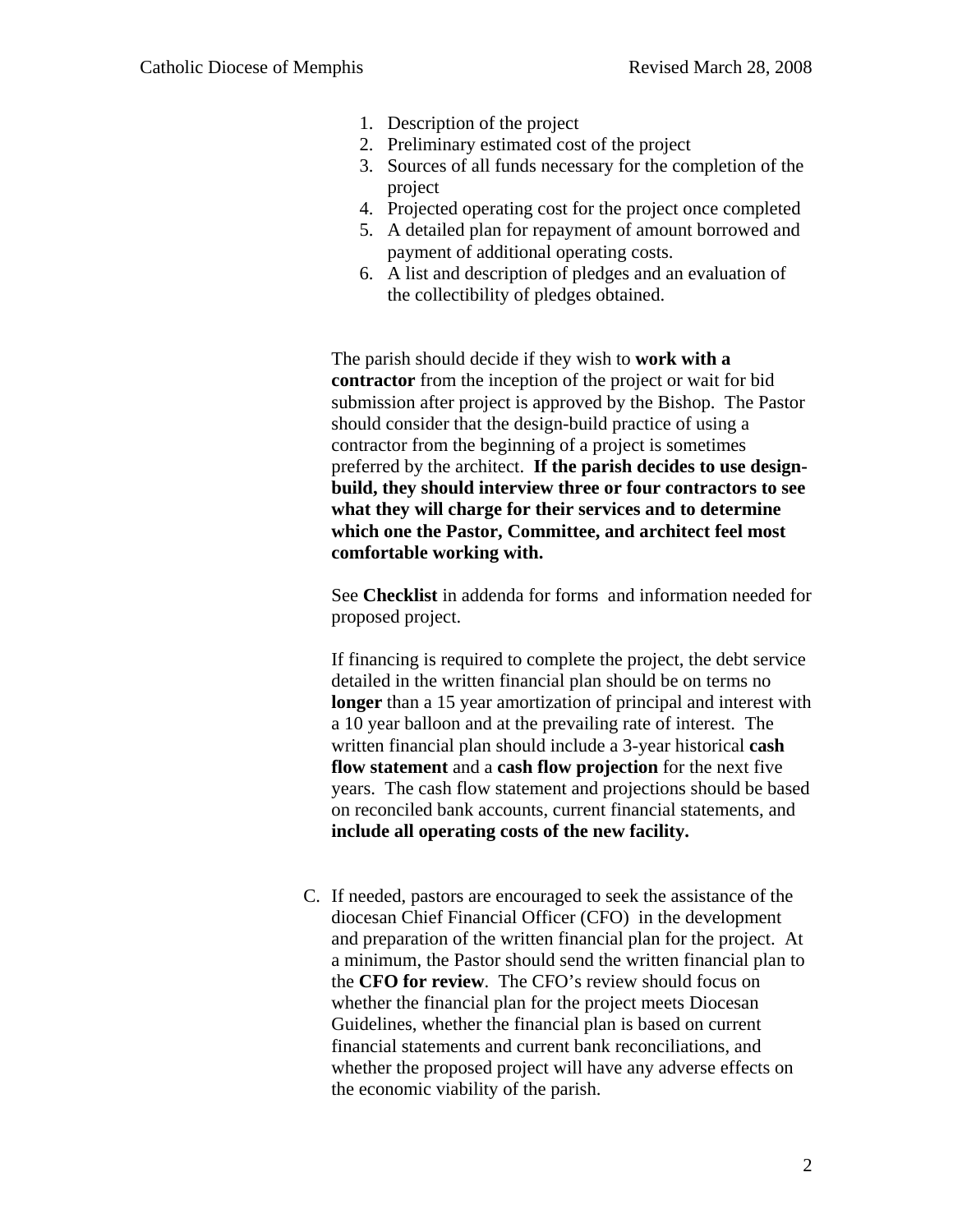1. Description of the project
2. Preliminary estimated cost of the project
3. Sources of all funds necessary for the completion of the project
4. Projected operating cost for the project once completed
5. A detailed plan for repayment of amount borrowed and payment of additional operating costs.
6. A list and description of pledges and an evaluation of the collectibility of pledges obtained.

The parish should decide if they wish to **work with a contractor** from the inception of the project or wait for bid submission after project is approved by the Bishop. The Pastor should consider that the design-build practice of using a contractor from the beginning of a project is sometimes preferred by the architect. **If the parish decides to use design-build, they should interview three or four contractors to see what they will charge for their services and to determine which one the Pastor, Committee, and architect feel most comfortable working with.**

See **Checklist** in addenda for forms and information needed for proposed project.

If financing is required to complete the project, the debt service detailed in the written financial plan should be on terms no **longer** than a 15 year amortization of principal and interest with a 10 year balloon and at the prevailing rate of interest. The written financial plan should include a 3-year historical **cash flow statement** and a **cash flow projection** for the next five years. The cash flow statement and projections should be based on reconciled bank accounts, current financial statements, and **include all operating costs of the new facility.**

C. If needed, pastors are encouraged to seek the assistance of the diocesan Chief Financial Officer (CFO) in the development and preparation of the written financial plan for the project. At a minimum, the Pastor should send the written financial plan to the **CFO for review**. The CFO's review should focus on whether the financial plan for the project meets Diocesan Guidelines, whether the financial plan is based on current financial statements and current bank reconciliations, and whether the proposed project will have any adverse effects on the economic viability of the parish.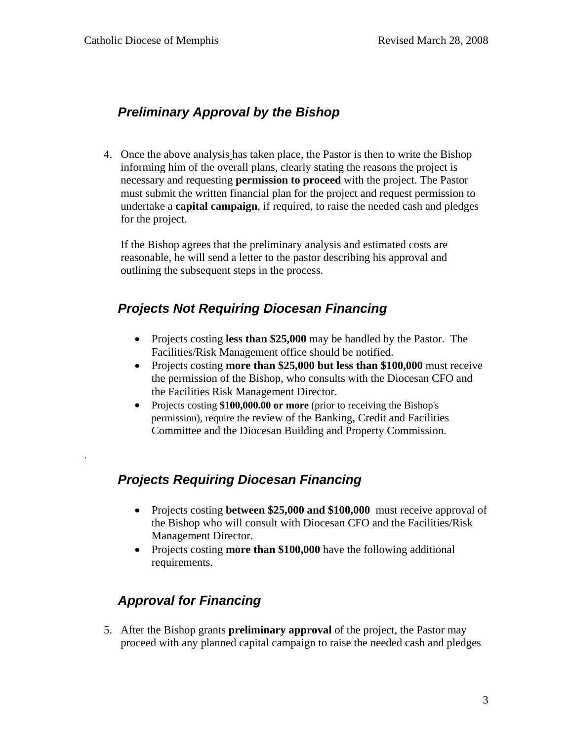## *Preliminary Approval by the Bishop*

4. Once the above analysis has taken place, the Pastor is then to write the Bishop informing him of the overall plans, clearly stating the reasons the project is necessary and requesting **permission to proceed** with the project. The Pastor must submit the written financial plan for the project and request permission to undertake a **capital campaign**, if required, to raise the needed cash and pledges for the project.

   If the Bishop agrees that the preliminary analysis and estimated costs are reasonable, he will send a letter to the pastor describing his approval and outlining the subsequent steps in the process.

## *Projects Not Requiring Diocesan Financing*

- Projects costing **less than $25,000** may be handled by the Pastor. The Facilities/Risk Management office should be notified.
- Projects costing **more than $25,000 but less than $100,000** must receive the permission of the Bishop, who consults with the Diocesan CFO and the Facilities Risk Management Director.
- Projects costing **$100,000.00 or more** (prior to receiving the Bishop's permission), require the review of the Banking, Credit and Facilities Committee and the Diocesan Building and Property Commission.

## *Projects Requiring Diocesan Financing*

- Projects costing **between $25,000 and $100,000** must receive approval of the Bishop who will consult with Diocesan CFO and the Facilities/Risk Management Director.
- Projects costing **more than $100,000** have the following additional requirements.

## *Approval for Financing*

5. After the Bishop grants **preliminary approval** of the project, the Pastor may proceed with any planned capital campaign to raise the needed cash and pledges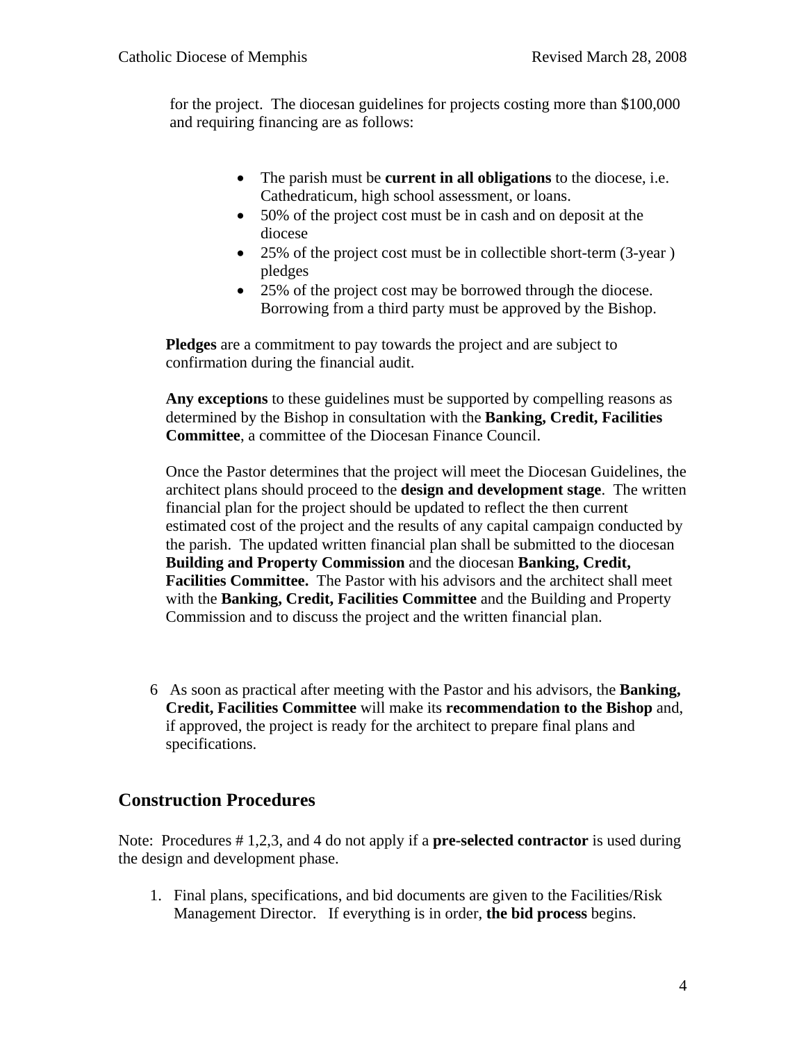for the project. The diocesan guidelines for projects costing more than $100,000 and requiring financing are as follows:

- The parish must be **current in all obligations** to the diocese, i.e. Cathedraticum, high school assessment, or loans.
- 50% of the project cost must be in cash and on deposit at the diocese
- 25% of the project cost must be in collectible short-term (3-year ) pledges
- 25% of the project cost may be borrowed through the diocese. Borrowing from a third party must be approved by the Bishop.

**Pledges** are a commitment to pay towards the project and are subject to confirmation during the financial audit.

**Any exceptions** to these guidelines must be supported by compelling reasons as determined by the Bishop in consultation with the **Banking, Credit, Facilities Committee**, a committee of the Diocesan Finance Council.

Once the Pastor determines that the project will meet the Diocesan Guidelines, the architect plans should proceed to the **design and development stage**. The written financial plan for the project should be updated to reflect the then current estimated cost of the project and the results of any capital campaign conducted by the parish. The updated written financial plan shall be submitted to the diocesan **Building and Property Commission** and the diocesan **Banking, Credit, Facilities Committee.** The Pastor with his advisors and the architect shall meet with the **Banking, Credit, Facilities Committee** and the Building and Property Commission and to discuss the project and the written financial plan.

6 As soon as practical after meeting with the Pastor and his advisors, the **Banking, Credit, Facilities Committee** will make its **recommendation to the Bishop** and, if approved, the project is ready for the architect to prepare final plans and specifications.

## Construction Procedures

Note: Procedures # 1,2,3, and 4 do not apply if a **pre-selected contractor** is used during the design and development phase.

1. Final plans, specifications, and bid documents are given to the Facilities/Risk Management Director. If everything is in order, **the bid process** begins.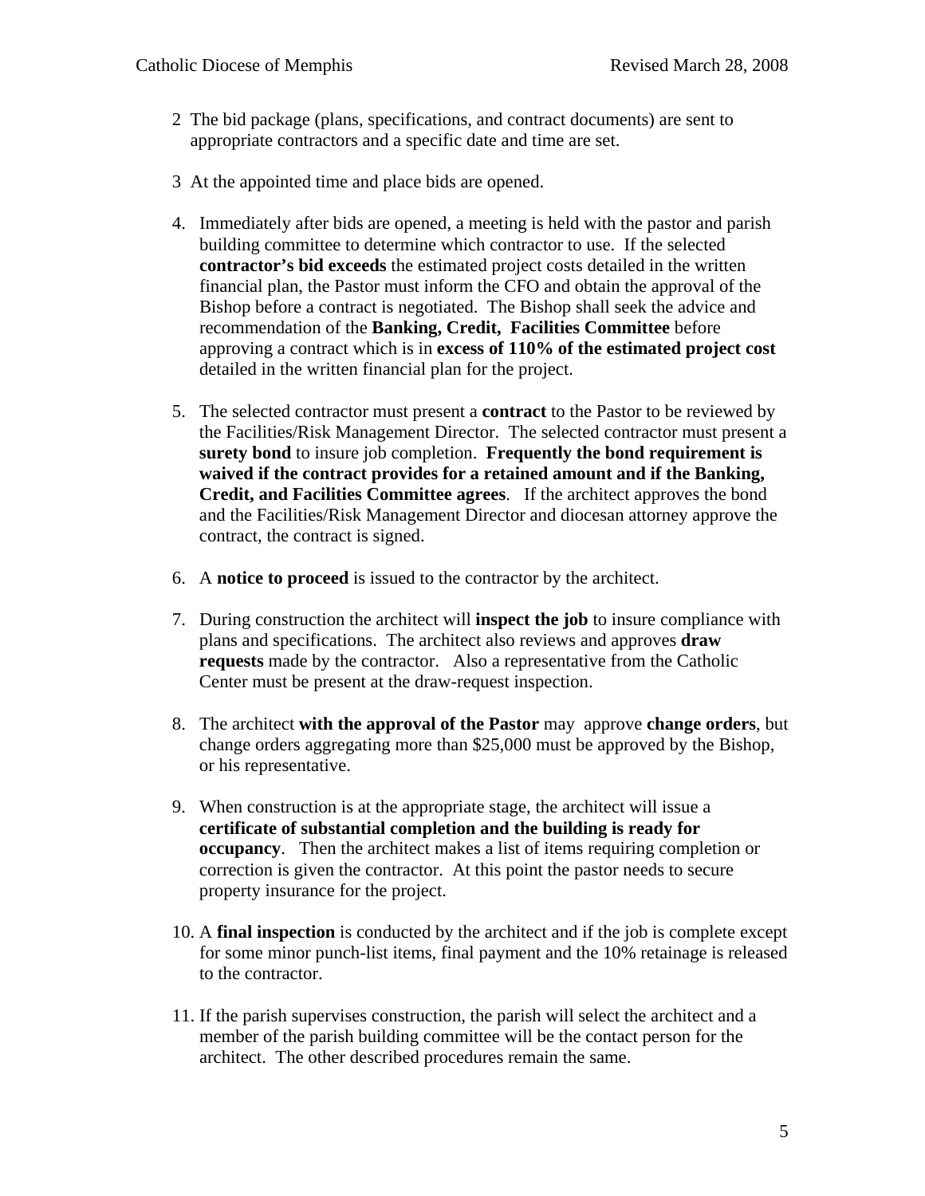2 The bid package (plans, specifications, and contract documents) are sent to appropriate contractors and a specific date and time are set.

3 At the appointed time and place bids are opened.

4. Immediately after bids are opened, a meeting is held with the pastor and parish building committee to determine which contractor to use. If the selected **contractor's bid exceeds** the estimated project costs detailed in the written financial plan, the Pastor must inform the CFO and obtain the approval of the Bishop before a contract is negotiated. The Bishop shall seek the advice and recommendation of the **Banking, Credit, Facilities Committee** before approving a contract which is in **excess of 110% of the estimated project cost** detailed in the written financial plan for the project.

5. The selected contractor must present a **contract** to the Pastor to be reviewed by the Facilities/Risk Management Director. The selected contractor must present a **surety bond** to insure job completion. **Frequently the bond requirement is waived if the contract provides for a retained amount and if the Banking, Credit, and Facilities Committee agrees**. If the architect approves the bond and the Facilities/Risk Management Director and diocesan attorney approve the contract, the contract is signed.

6. A **notice to proceed** is issued to the contractor by the architect.

7. During construction the architect will **inspect the job** to insure compliance with plans and specifications. The architect also reviews and approves **draw requests** made by the contractor. Also a representative from the Catholic Center must be present at the draw-request inspection.

8. The architect **with the approval of the Pastor** may approve **change orders**, but change orders aggregating more than $25,000 must be approved by the Bishop, or his representative.

9. When construction is at the appropriate stage, the architect will issue a **certificate of substantial completion and the building is ready for occupancy**. Then the architect makes a list of items requiring completion or correction is given the contractor. At this point the pastor needs to secure property insurance for the project.

10. A **final inspection** is conducted by the architect and if the job is complete except for some minor punch-list items, final payment and the 10% retainage is released to the contractor.

11. If the parish supervises construction, the parish will select the architect and a member of the parish building committee will be the contact person for the architect. The other described procedures remain the same.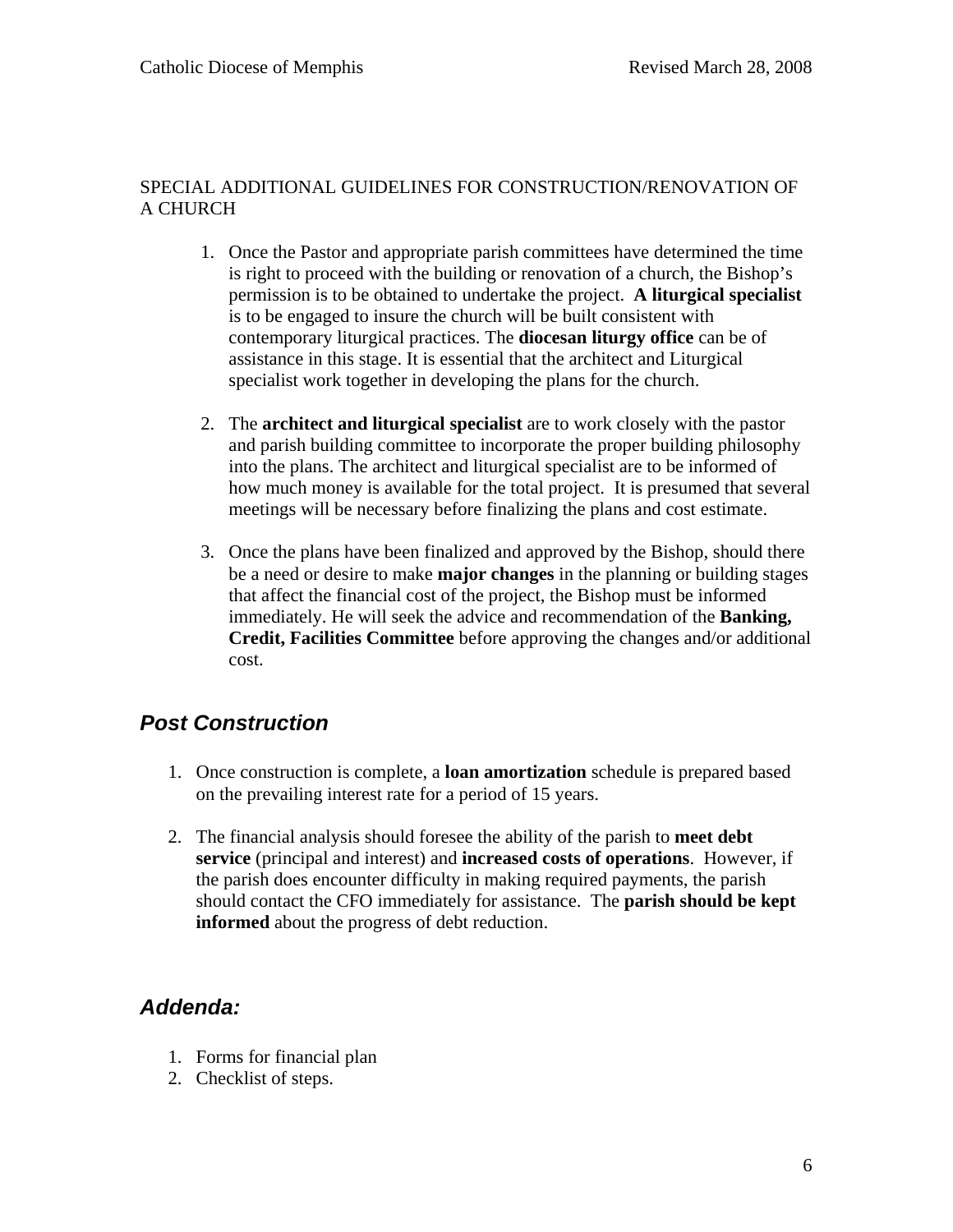SPECIAL ADDITIONAL GUIDELINES FOR CONSTRUCTION/RENOVATION OF A CHURCH

1. Once the Pastor and appropriate parish committees have determined the time is right to proceed with the building or renovation of a church, the Bishop's permission is to be obtained to undertake the project. **A liturgical specialist** is to be engaged to insure the church will be built consistent with contemporary liturgical practices. The **diocesan liturgy office** can be of assistance in this stage. It is essential that the architect and Liturgical specialist work together in developing the plans for the church.

2. The **architect and liturgical specialist** are to work closely with the pastor and parish building committee to incorporate the proper building philosophy into the plans. The architect and liturgical specialist are to be informed of how much money is available for the total project. It is presumed that several meetings will be necessary before finalizing the plans and cost estimate.

3. Once the plans have been finalized and approved by the Bishop, should there be a need or desire to make **major changes** in the planning or building stages that affect the financial cost of the project, the Bishop must be informed immediately. He will seek the advice and recommendation of the **Banking, Credit, Facilities Committee** before approving the changes and/or additional cost.

## *Post Construction*

1. Once construction is complete, a **loan amortization** schedule is prepared based on the prevailing interest rate for a period of 15 years.

2. The financial analysis should foresee the ability of the parish to **meet debt service** (principal and interest) and **increased costs of operations**. However, if the parish does encounter difficulty in making required payments, the parish should contact the CFO immediately for assistance. The **parish should be kept informed** about the progress of debt reduction.

## *Addenda:*

1. Forms for financial plan
2. Checklist of steps.